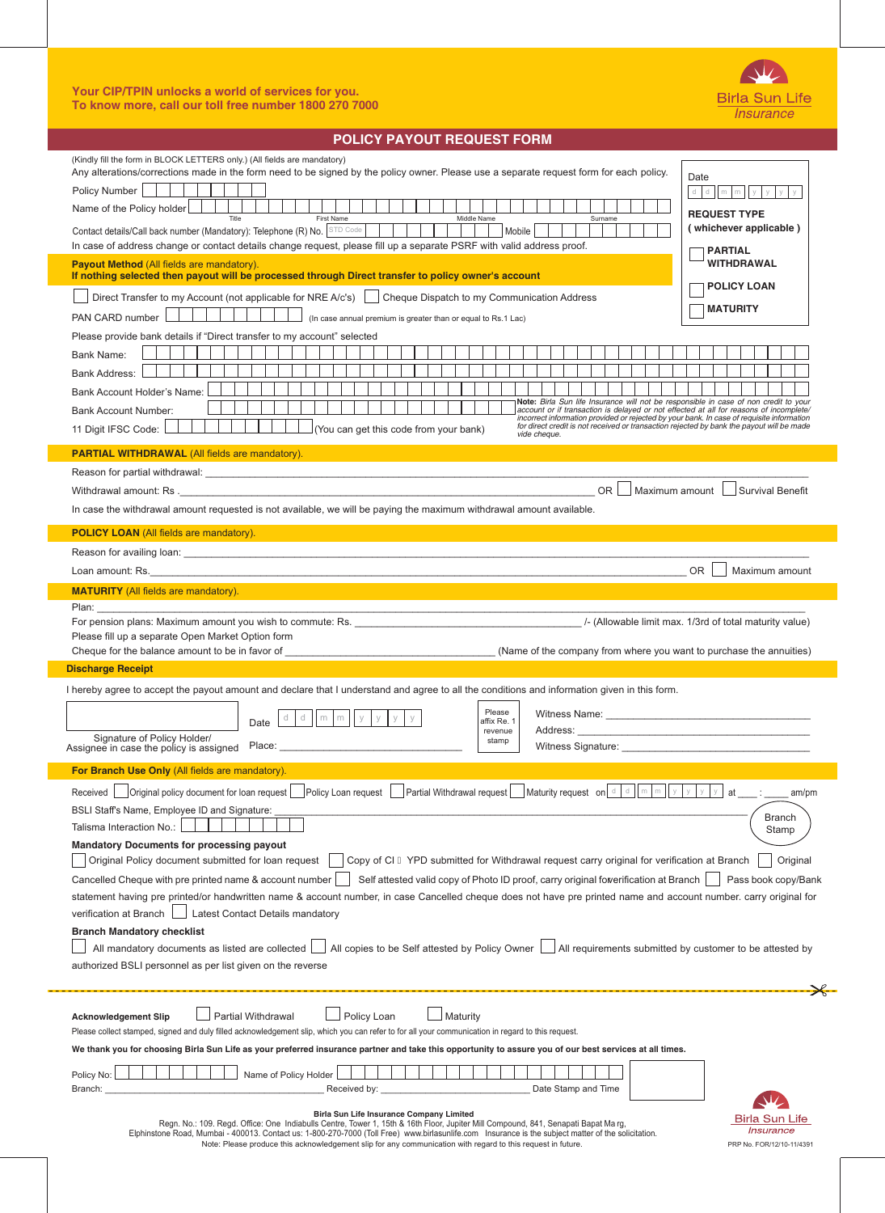**Your CIP/TPIN unlocks a world of services for you.**
**To know more, call our toll free number 1800 270 7000**

Birla Sun Life Insurance

# POLICY PAYOUT REQUEST FORM

(Kindly fill the form in BLOCK LETTERS only.) (All fields are mandatory)

Any alterations/corrections made in the form need to be signed by the policy owner. Please use a separate request form for each policy.

Policy Number

Name of the Policy holder (Title / First Name / Middle Name / Surname)

Contact details/Call back number (Mandatory): Telephone (R) No. STD Code Mobile

In case of address change or contact details change request, please fill up a separate PSRF with valid address proof.

Date d d m m y y y y

**REQUEST TYPE**
**( whichever applicable )**

☐ **PARTIAL WITHDRAWAL**
☐ **POLICY LOAN**
☐ **MATURITY**

**Payout Method** (All fields are mandatory).
**If nothing selected then payout will be processed through Direct transfer to policy owner's account**

☐ Direct Transfer to my Account (not applicable for NRE A/c's) ☐ Cheque Dispatch to my Communication Address

PAN CARD number (In case annual premium is greater than or equal to Rs.1 Lac)

Please provide bank details if "Direct transfer to my account" selected

Bank Name:

Bank Address:

Bank Account Holder's Name:

Bank Account Number:

11 Digit IFSC Code: (You can get this code from your bank)

**Note:** *Birla Sun life Insurance will not be responsible in case of non credit to your account or if transaction is delayed or not effected at all for reasons of incomplete/ incorrect information provided or rejected by your bank. In case of requisite information for direct credit is not received or transaction rejected by bank the payout will be made vide cheque.*

**PARTIAL WITHDRAWAL** (All fields are mandatory).

Reason for partial withdrawal: ______________________________

Withdrawal amount: Rs. ______________________________ OR ☐ Maximum amount ☐ Survival Benefit

In case the withdrawal amount requested is not available, we will be paying the maximum withdrawal amount available.

**POLICY LOAN** (All fields are mandatory).

Reason for availing loan: ______________________________

Loan amount: Rs. ______________________________ OR ☐ Maximum amount

**MATURITY** (All fields are mandatory).

Plan: ______________________________

For pension plans: Maximum amount you wish to commute: Rs. ______________________________ /- (Allowable limit max. 1/3rd of total maturity value)

Please fill up a separate Open Market Option form

Cheque for the balance amount to be in favor of ______________________________ (Name of the company from where you want to purchase the annuities)

**Discharge Receipt**

I hereby agree to accept the payout amount and declare that I understand and agree to all the conditions and information given in this form.

Signature of Policy Holder/ Assignee in case the policy is assigned

Date d d m m y y y y

Place: ______________________________

Please affix Re. 1 revenue stamp

Witness Name: ______________________________

Address: ______________________________

Witness Signature: ______________________________

**For Branch Use Only** (All fields are mandatory).

Received ☐ Original policy document for loan request ☐ Policy Loan request ☐ Partial Withdrawal request ☐ Maturity request on d d m m y y y y at ___ : ____ am/pm

BSLI Staff's Name, Employee ID and Signature: ______________________________

Talisma Interaction No.:

Branch Stamp

**Mandatory Documents for processing payout**

☐ Original Policy document submitted for loan request ☐ Copy of CI  YPD submitted for Withdrawal request carry original for verification at Branch ☐ Original Cancelled Cheque with pre printed name & account number ☐ Self attested valid copy of Photo ID proof, carry original fo verification at Branch ☐ Pass book copy/Bank statement having pre printed/or handwritten name & account number, in case Cancelled cheque does not have pre printed name and account number. carry original for verification at Branch ☐ Latest Contact Details mandatory

**Branch Mandatory checklist**

☐ All mandatory documents as listed are collected ☐ All copies to be Self attested by Policy Owner ☐ All requirements submitted by customer to be attested by authorized BSLI personnel as per list given on the reverse

---

**Acknowledgement Slip** ☐ Partial Withdrawal ☐ Policy Loan ☐ Maturity

Please collect stamped, signed and duly filled acknowledgement slip, which you can refer to for all your communication in regard to this request.

**We thank you for choosing Birla Sun Life as your preferred insurance partner and take this opportunity to assure you of our best services at all times.**

Policy No: Name of Policy Holder

Branch: ______________________________ Received by: ______________________________ Date Stamp and Time

**Birla Sun Life Insurance Company Limited**
Regn. No.: 109. Regd. Office: One Indiabulls Centre, Tower 1, 15th & 16th Floor, Jupiter Mill Compound, 841, Senapati Bapat Ma rg, Elphinstone Road, Mumbai - 400013. Contact us: 1-800-270-7000 (Toll Free) www.birlasunlife.com Insurance is the subject matter of the solicitation.
Note: Please produce this acknowledgement slip for any communication with regard to this request in future.

Birla Sun Life Insurance

PRP No. FOR/12/10-11/4391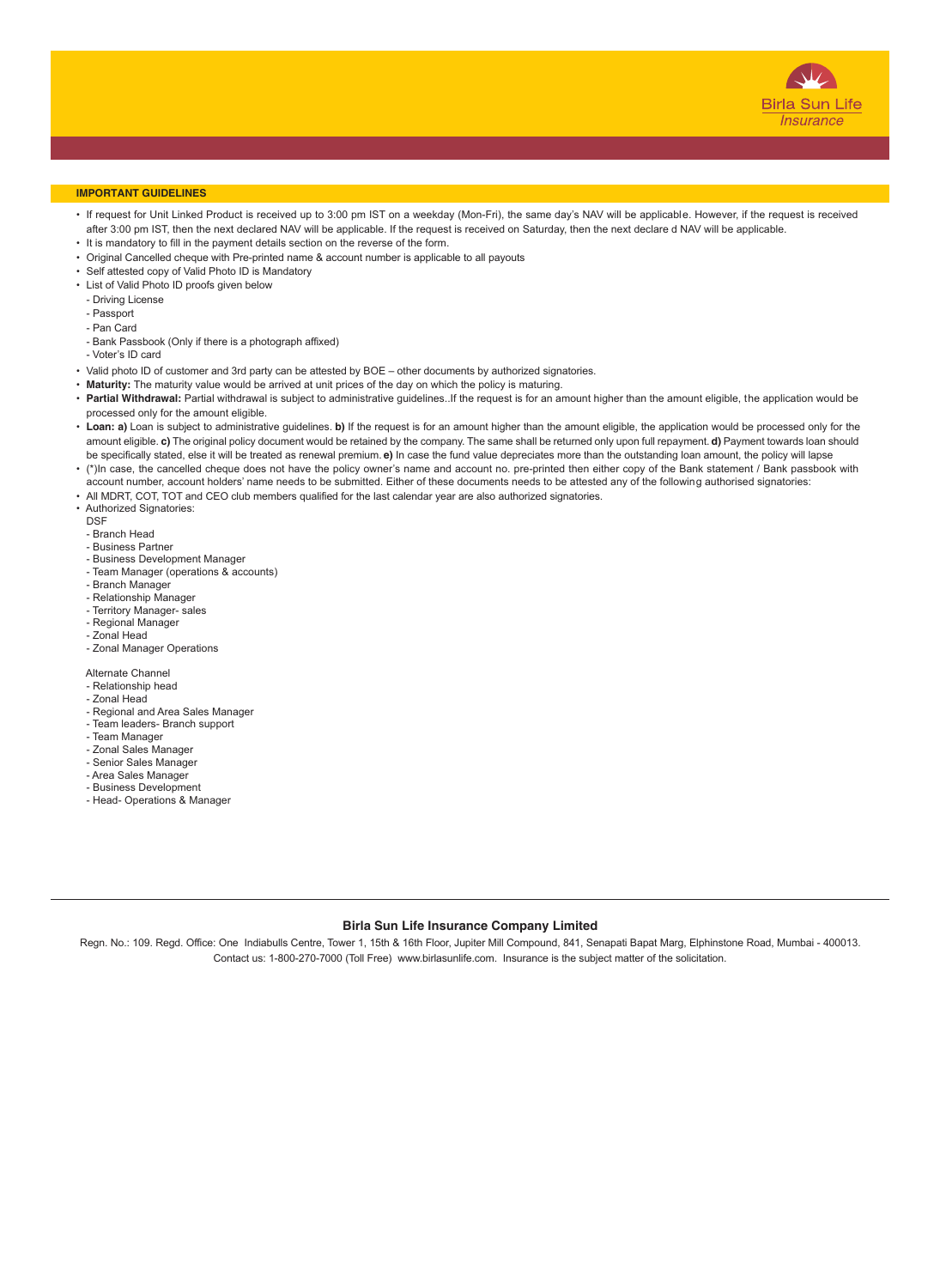## IMPORTANT GUIDELINES

- If request for Unit Linked Product is received up to 3:00 pm IST on a weekday (Mon-Fri), the same day's NAV will be applicable. However, if the request is received after 3:00 pm IST, then the next declared NAV will be applicable. If the request is received on Saturday, then the next declare d NAV will be applicable.
- It is mandatory to fill in the payment details section on the reverse of the form.
- Original Cancelled cheque with Pre-printed name & account number is applicable to all payouts
- Self attested copy of Valid Photo ID is Mandatory
- List of Valid Photo ID proofs given below
  - Driving License
  - Passport
  - Pan Card
  - Bank Passbook (Only if there is a photograph affixed)
  - Voter's ID card
- Valid photo ID of customer and 3rd party can be attested by BOE – other documents by authorized signatories.
- **Maturity:** The maturity value would be arrived at unit prices of the day on which the policy is maturing.
- **Partial Withdrawal:** Partial withdrawal is subject to administrative guidelines..If the request is for an amount higher than the amount eligible, the application would be processed only for the amount eligible.
- **Loan: a)** Loan is subject to administrative guidelines. **b)** If the request is for an amount higher than the amount eligible, the application would be processed only for the amount eligible. **c)** The original policy document would be retained by the company. The same shall be returned only upon full repayment. **d)** Payment towards loan should be specifically stated, else it will be treated as renewal premium. **e)** In case the fund value depreciates more than the outstanding loan amount, the policy will lapse
- (*)In case, the cancelled cheque does not have the policy owner's name and account no. pre-printed then either copy of the Bank statement / Bank passbook with account number, account holders' name needs to be submitted. Either of these documents needs to be attested any of the following authorised signatories:
- All MDRT, COT, TOT and CEO club members qualified for the last calendar year are also authorized signatories.
- Authorized Signatories:

  DSF
  - Branch Head
  - Business Partner
  - Business Development Manager
  - Team Manager (operations & accounts)
  - Branch Manager
  - Relationship Manager
  - Territory Manager- sales
  - Regional Manager
  - Zonal Head
  - Zonal Manager Operations

  Alternate Channel
  - Relationship head
  - Zonal Head
  - Regional and Area Sales Manager
  - Team leaders- Branch support
  - Team Manager
  - Zonal Sales Manager
  - Senior Sales Manager
  - Area Sales Manager
  - Business Development
  - Head- Operations & Manager

**Birla Sun Life Insurance Company Limited**

Regn. No.: 109. Regd. Office: One Indiabulls Centre, Tower 1, 15th & 16th Floor, Jupiter Mill Compound, 841, Senapati Bapat Marg, Elphinstone Road, Mumbai - 400013. Contact us: 1-800-270-7000 (Toll Free) www.birlasunlife.com. Insurance is the subject matter of the solicitation.